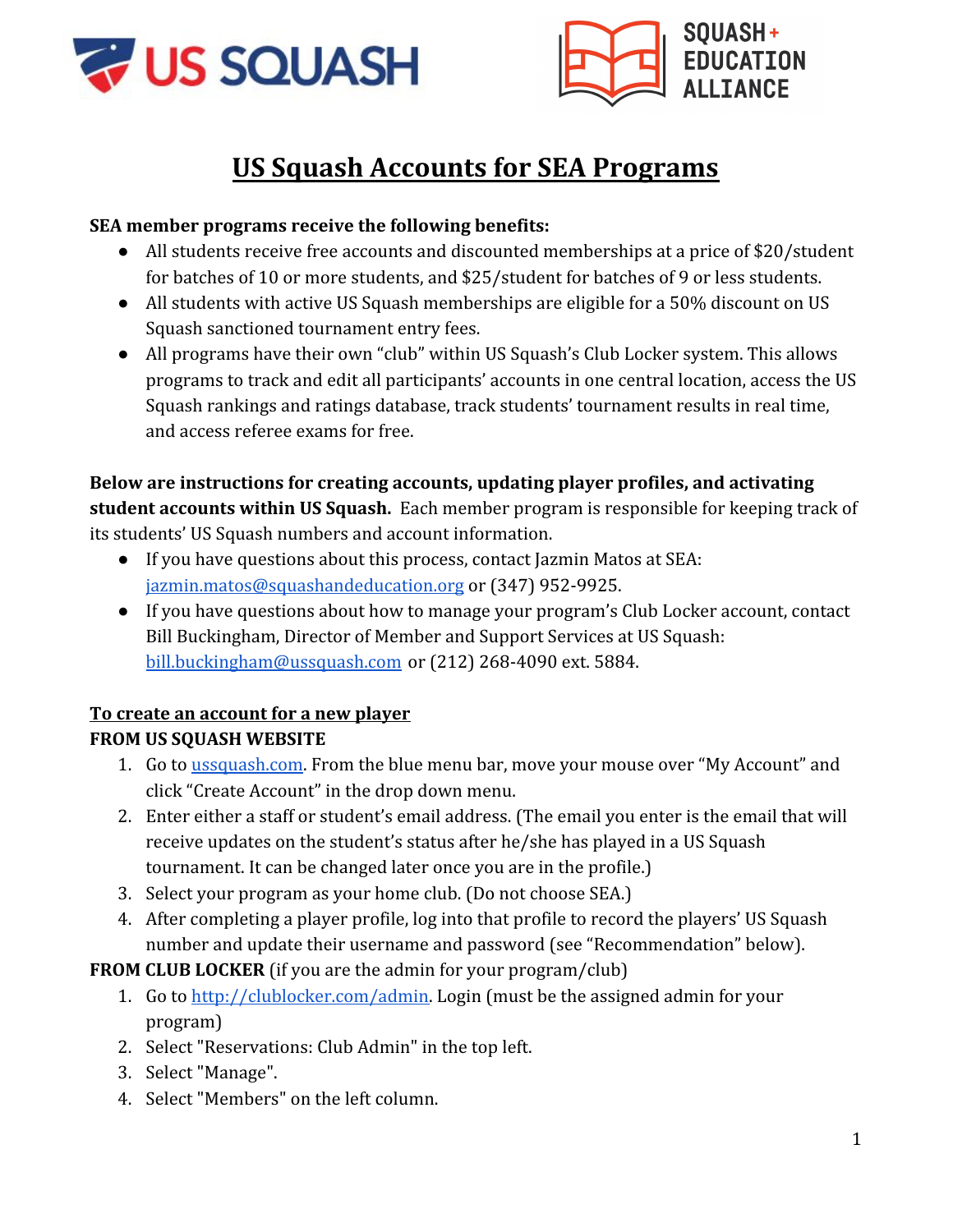# US Squash Accounts for SEA Programs

**SEA member programs receive the following benefits:**

- All students receive free accounts and discounted memberships at a price of $20/student for batches of 10 or more students, and $25/student for batches of 9 or less students.
- All students with active US Squash memberships are eligible for a 50% discount on US Squash sanctioned tournament entry fees.
- All programs have their own "club" within US Squash's Club Locker system. This allows programs to track and edit all participants' accounts in one central location, access the US Squash rankings and ratings database, track students' tournament results in real time, and access referee exams for free.

**Below are instructions for creating accounts, updating player profiles, and activating student accounts within US Squash.** Each member program is responsible for keeping track of its students' US Squash numbers and account information.

- If you have questions about this process, contact Jazmin Matos at SEA: [jazmin.matos@squashandeducation.org](mailto:jazmin.matos@squashandeducation.org) or (347) 952-9925.
- If you have questions about how to manage your program's Club Locker account, contact Bill Buckingham, Director of Member and Support Services at US Squash: [bill.buckingham@ussquash.com](mailto:bill.buckingham@ussquash.com) or (212) 268-4090 ext. 5884.

## To create an account for a new player

**FROM US SQUASH WEBSITE**

1. Go to [ussquash.com](http://ussquash.com). From the blue menu bar, move your mouse over "My Account" and click "Create Account" in the drop down menu.
2. Enter either a staff or student's email address. (The email you enter is the email that will receive updates on the student's status after he/she has played in a US Squash tournament. It can be changed later once you are in the profile.)
3. Select your program as your home club. (Do not choose SEA.)
4. After completing a player profile, log into that profile to record the players' US Squash number and update their username and password (see "Recommendation" below).

**FROM CLUB LOCKER** (if you are the admin for your program/club)

1. Go to [http://clublocker.com/admin](http://clublocker.com/admin). Login (must be the assigned admin for your program)
2. Select "Reservations: Club Admin" in the top left.
3. Select "Manage".
4. Select "Members" on the left column.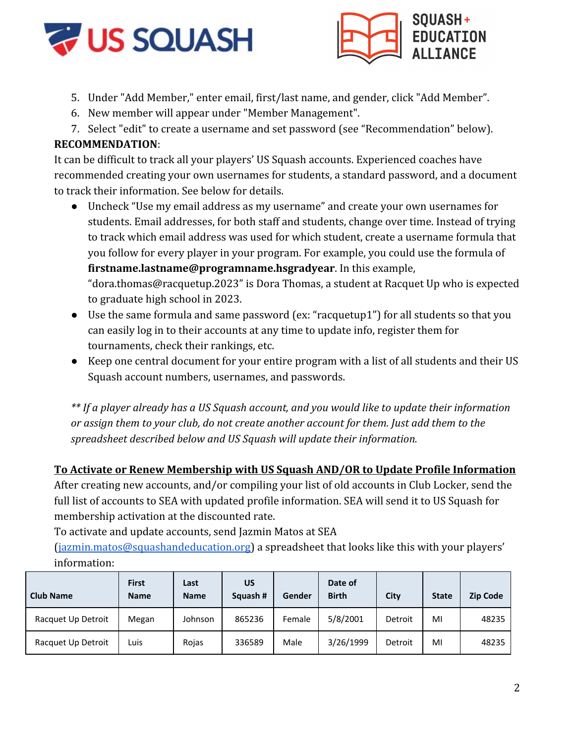5. Under "Add Member," enter email, first/last name, and gender, click "Add Member".
6. New member will appear under "Member Management".
7. Select "edit" to create a username and set password (see "Recommendation" below).

**RECOMMENDATION**:

It can be difficult to track all your players' US Squash accounts. Experienced coaches have recommended creating your own usernames for students, a standard password, and a document to track their information. See below for details.

- Uncheck "Use my email address as my username" and create your own usernames for students. Email addresses, for both staff and students, change over time. Instead of trying to track which email address was used for which student, create a username formula that you follow for every player in your program. For example, you could use the formula of **firstname.lastname@programname.hsgradyear**. In this example, "dora.thomas@racquetup.2023" is Dora Thomas, a student at Racquet Up who is expected to graduate high school in 2023.
- Use the same formula and same password (ex: "racquetup1") for all students so that you can easily log in to their accounts at any time to update info, register them for tournaments, check their rankings, etc.
- Keep one central document for your entire program with a list of all students and their US Squash account numbers, usernames, and passwords.

*** If a player already has a US Squash account, and you would like to update their information or assign them to your club, do not create another account for them. Just add them to the spreadsheet described below and US Squash will update their information.*

## To Activate or Renew Membership with US Squash AND/OR to Update Profile Information

After creating new accounts, and/or compiling your list of old accounts in Club Locker, send the full list of accounts to SEA with updated profile information. SEA will send it to US Squash for membership activation at the discounted rate.

To activate and update accounts, send Jazmin Matos at SEA (jazmin.matos@squashandeducation.org) a spreadsheet that looks like this with your players' information:

| Club Name | First Name | Last Name | US Squash # | Gender | Date of Birth | City | State | Zip Code |
|---|---|---|---|---|---|---|---|---|
| Racquet Up Detroit | Megan | Johnson | 865236 | Female | 5/8/2001 | Detroit | MI | 48235 |
| Racquet Up Detroit | Luis | Rojas | 336589 | Male | 3/26/1999 | Detroit | MI | 48235 |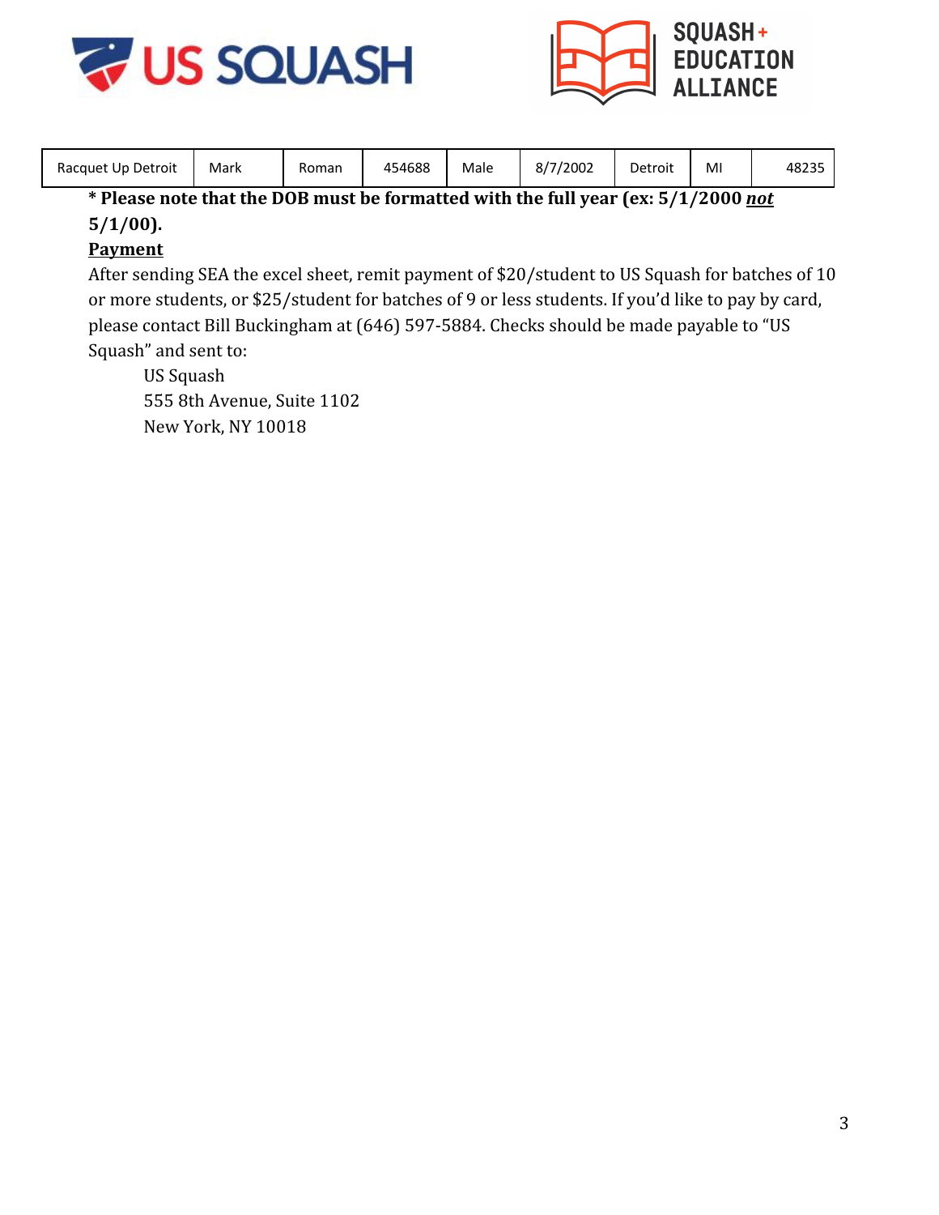| | | | | | | | | |
|---|---|---|---|---|---|---|---|---|
| Racquet Up Detroit | Mark | Roman | 454688 | Male | 8/7/2002 | Detroit | MI | 48235 |

**\* Please note that the DOB must be formatted with the full year (ex: 5/1/2000 *not* 5/1/00).**

**Payment**

After sending SEA the excel sheet, remit payment of $20/student to US Squash for batches of 10 or more students, or $25/student for batches of 9 or less students. If you'd like to pay by card, please contact Bill Buckingham at (646) 597-5884. Checks should be made payable to "US Squash" and sent to:

US Squash
555 8th Avenue, Suite 1102
New York, NY 10018